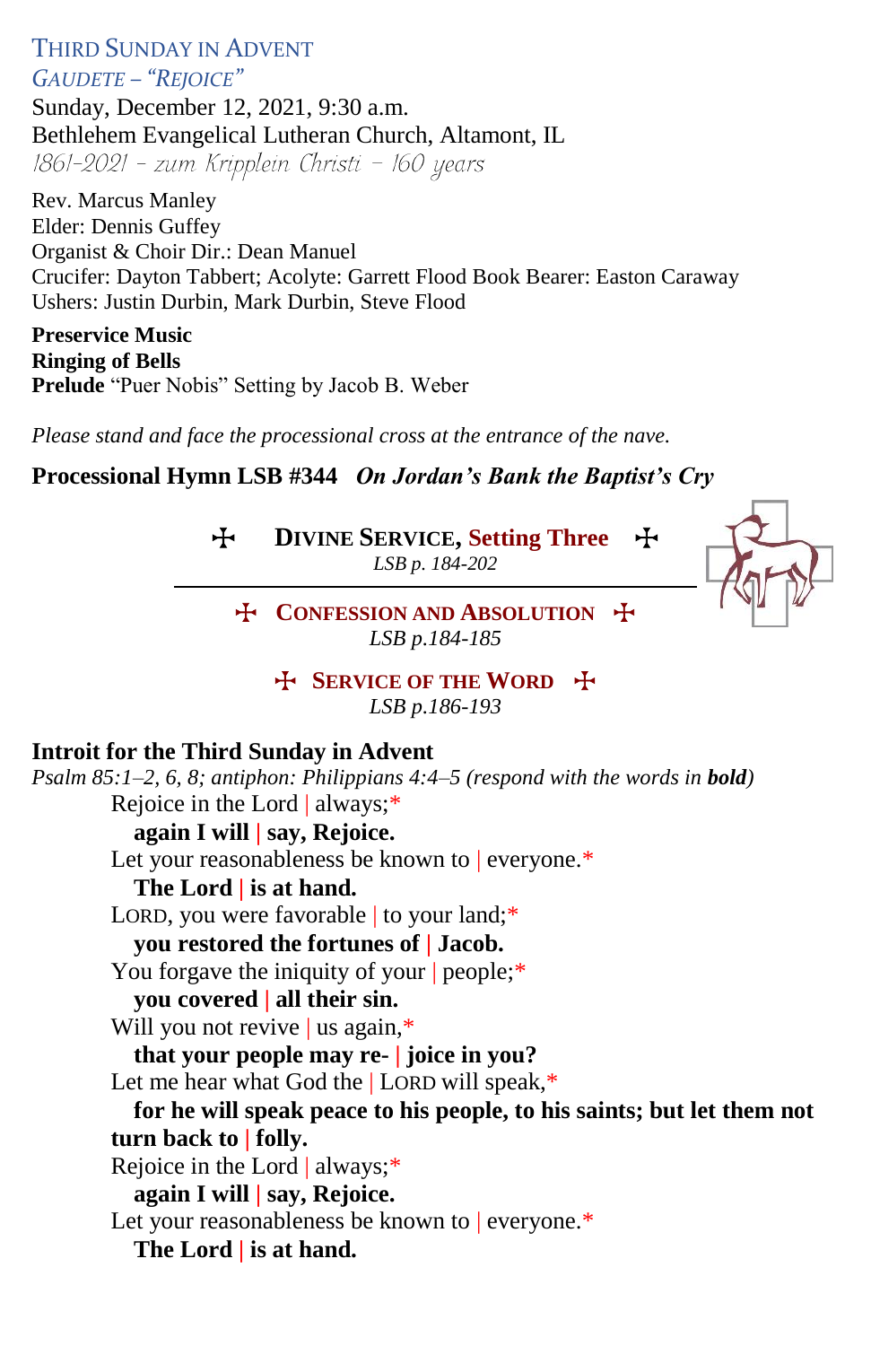# THIRD SUNDAY IN ADVENT

*GAUDETE – "REJOICE"*

Sunday, December 12, 2021, 9:30 a.m.
Bethlehem Evangelical Lutheran Church, Altamont, IL
*1861-2021 – zum Kripplein Christi – 160 years*

Rev. Marcus Manley
Elder: Dennis Guffey
Organist & Choir Dir.: Dean Manuel
Crucifer: Dayton Tabbert; Acolyte: Garrett Flood Book Bearer: Easton Caraway
Ushers: Justin Durbin, Mark Durbin, Steve Flood

**Preservice Music**
**Ringing of Bells**
**Prelude** "Puer Nobis" Setting by Jacob B. Weber

*Please stand and face the processional cross at the entrance of the nave.*

**Processional Hymn LSB #344** ***On Jordan's Bank the Baptist's Cry***

## ✠ DIVINE SERVICE, Setting Three ✠

*LSB p. 184-202*

## ✠ CONFESSION AND ABSOLUTION ✠

*LSB p.184-185*

## ✠ SERVICE OF THE WORD ✠

*LSB p.186-193*

**Introit for the Third Sunday in Advent**
*Psalm 85:1–2, 6, 8; antiphon: Philippians 4:4–5 (respond with the words in* ***bold****)*

Rejoice in the Lord | always;*
**again I will | say, Rejoice.**
Let your reasonableness be known to | everyone.*
**The Lord | is at hand.**
LORD, you were favorable | to your land;*
**you restored the fortunes of | Jacob.**
You forgave the iniquity of your | people;*
**you covered | all their sin.**
Will you not revive | us again,*
**that your people may re- | joice in you?**
Let me hear what God the | LORD will speak,*
**for he will speak peace to his people, to his saints; but let them not turn back to | folly.**
Rejoice in the Lord | always;*
**again I will | say, Rejoice.**
Let your reasonableness be known to | everyone.*
**The Lord | is at hand.**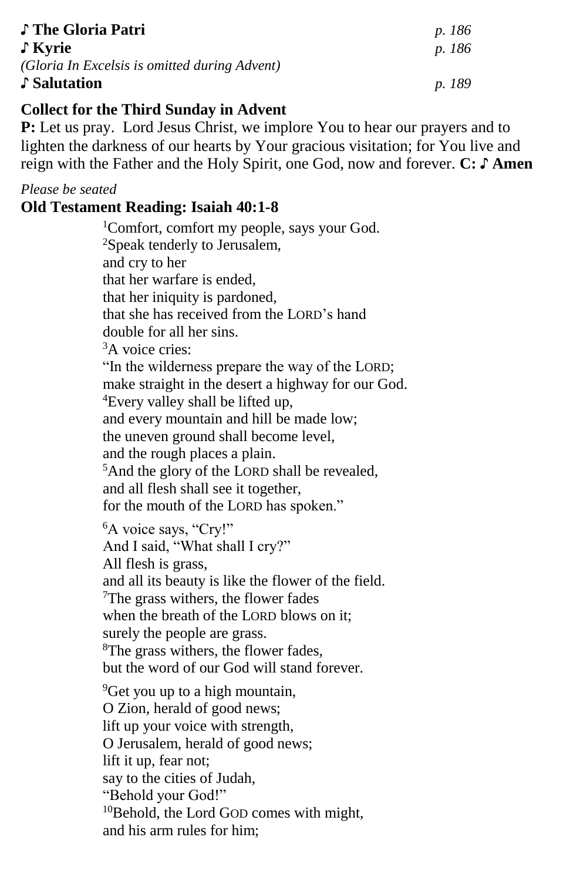**♪ The Gloria Patri** *p. 186*
**♪ Kyrie** *p. 186*
*(Gloria In Excelsis is omitted during Advent)*
**♪ Salutation** *p. 189*

**Collect for the Third Sunday in Advent**
**P:** Let us pray. Lord Jesus Christ, we implore You to hear our prayers and to lighten the darkness of our hearts by Your gracious visitation; for You live and reign with the Father and the Holy Spirit, one God, now and forever. **C: ♪ Amen**

*Please be seated*

**Old Testament Reading: Isaiah 40:1-8**

[1]Comfort, comfort my people, says your God.
[2]Speak tenderly to Jerusalem,
and cry to her
that her warfare is ended,
that her iniquity is pardoned,
that she has received from the LORD's hand
double for all her sins.
[3]A voice cries:
"In the wilderness prepare the way of the LORD;
make straight in the desert a highway for our God.
[4]Every valley shall be lifted up,
and every mountain and hill be made low;
the uneven ground shall become level,
and the rough places a plain.
[5]And the glory of the LORD shall be revealed,
and all flesh shall see it together,
for the mouth of the LORD has spoken."

[6]A voice says, "Cry!"
And I said, "What shall I cry?"
All flesh is grass,
and all its beauty is like the flower of the field.
[7]The grass withers, the flower fades
when the breath of the LORD blows on it;
surely the people are grass.
[8]The grass withers, the flower fades,
but the word of our God will stand forever.

[9]Get you up to a high mountain,
O Zion, herald of good news;
lift up your voice with strength,
O Jerusalem, herald of good news;
lift it up, fear not;
say to the cities of Judah,
"Behold your God!"
[10]Behold, the Lord GOD comes with might,
and his arm rules for him;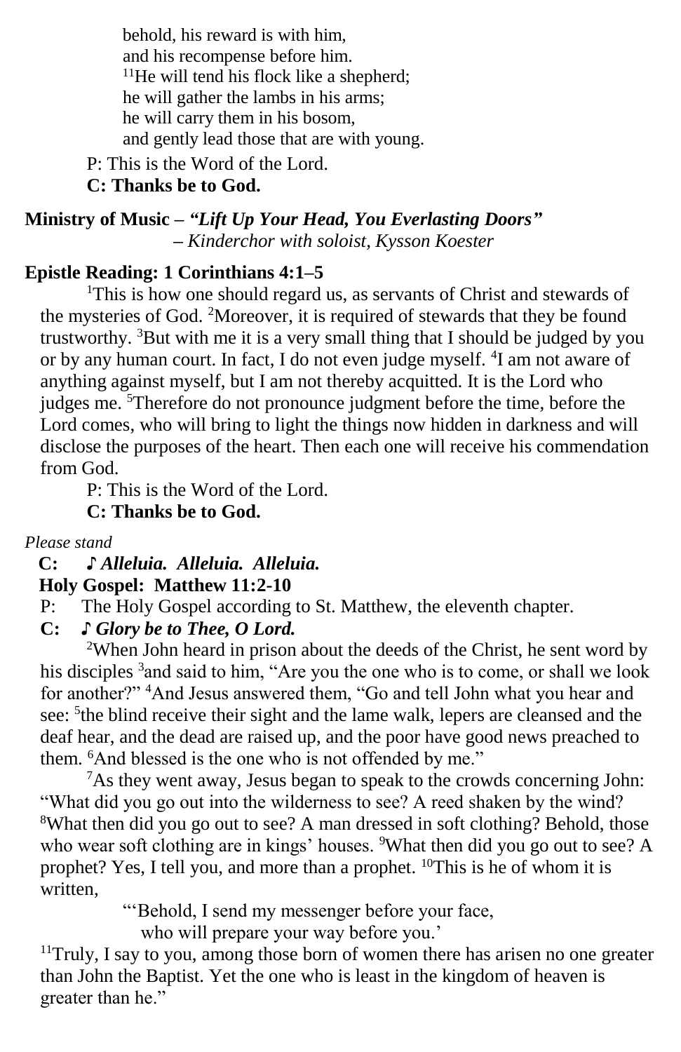behold, his reward is with him,
and his recompense before him.
[11]He will tend his flock like a shepherd;
he will gather the lambs in his arms;
he will carry them in his bosom,
and gently lead those that are with young.

P: This is the Word of the Lord.
**C: Thanks be to God.**

**Ministry of Music –** ***"Lift Up Your Head, You Everlasting Doors"***
*– Kinderchor with soloist, Kysson Koester*

**Epistle Reading: 1 Corinthians 4:1–5**

[1]This is how one should regard us, as servants of Christ and stewards of the mysteries of God. [2]Moreover, it is required of stewards that they be found trustworthy. [3]But with me it is a very small thing that I should be judged by you or by any human court. In fact, I do not even judge myself. [4]I am not aware of anything against myself, but I am not thereby acquitted. It is the Lord who judges me. [5]Therefore do not pronounce judgment before the time, before the Lord comes, who will bring to light the things now hidden in darkness and will disclose the purposes of the heart. Then each one will receive his commendation from God.

P: This is the Word of the Lord.
**C: Thanks be to God.**

*Please stand*

**C:** ***♪ Alleluia. Alleluia. Alleluia.***

**Holy Gospel: Matthew 11:2-10**

P: The Holy Gospel according to St. Matthew, the eleventh chapter.
**C:** ***♪ Glory be to Thee, O Lord.***

[2]When John heard in prison about the deeds of the Christ, he sent word by his disciples [3]and said to him, "Are you the one who is to come, or shall we look for another?" [4]And Jesus answered them, "Go and tell John what you hear and see: [5]the blind receive their sight and the lame walk, lepers are cleansed and the deaf hear, and the dead are raised up, and the poor have good news preached to them. [6]And blessed is the one who is not offended by me."

[7]As they went away, Jesus began to speak to the crowds concerning John: "What did you go out into the wilderness to see? A reed shaken by the wind? [8]What then did you go out to see? A man dressed in soft clothing? Behold, those who wear soft clothing are in kings' houses. [9]What then did you go out to see? A prophet? Yes, I tell you, and more than a prophet. [10]This is he of whom it is written,

"'Behold, I send my messenger before your face,
who will prepare your way before you.'

[11]Truly, I say to you, among those born of women there has arisen no one greater than John the Baptist. Yet the one who is least in the kingdom of heaven is greater than he."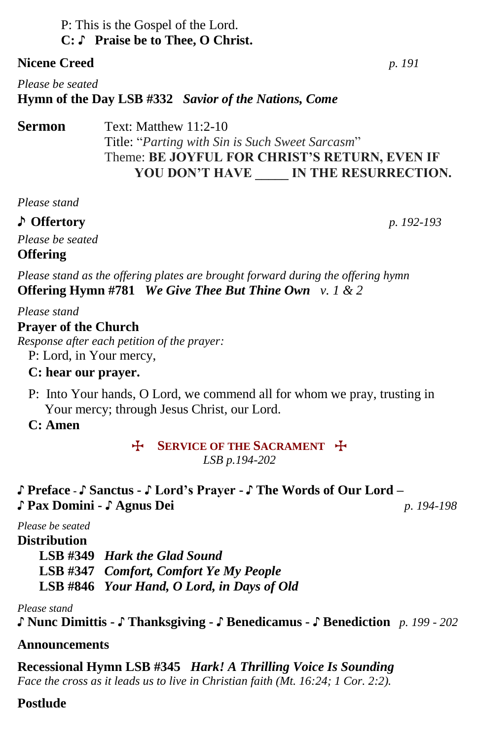P: This is the Gospel of the Lord.
**C: ♪ Praise be to Thee, O Christ.**

**Nicene Creed** *p. 191*

*Please be seated*
**Hymn of the Day LSB #332** ***Savior of the Nations, Come***

**Sermon** Text: Matthew 11:2-10
Title: "*Parting with Sin is Such Sweet Sarcasm*"
Theme: **BE JOYFUL FOR CHRIST'S RETURN, EVEN IF YOU DON'T HAVE _____ IN THE RESURRECTION.**

*Please stand*
**♪ Offertory** *p. 192-193*

*Please be seated*
**Offering**

*Please stand as the offering plates are brought forward during the offering hymn*
**Offering Hymn #781** ***We Give Thee But Thine Own*** *v. 1 & 2*

*Please stand*
**Prayer of the Church**
*Response after each petition of the prayer:*
P: Lord, in Your mercy,
**C: hear our prayer.**

P: Into Your hands, O Lord, we commend all for whom we pray, trusting in Your mercy; through Jesus Christ, our Lord.
**C: Amen**

## ☩ SERVICE OF THE SACRAMENT ☩

*LSB p.194-202*

**♪ Preface - ♪ Sanctus - ♪ Lord's Prayer - ♪ The Words of Our Lord – ♪ Pax Domini - ♪ Agnus Dei** *p. 194-198*

*Please be seated*
**Distribution**
**LSB #349** ***Hark the Glad Sound***
**LSB #347** ***Comfort, Comfort Ye My People***
**LSB #846** ***Your Hand, O Lord, in Days of Old***

*Please stand*
**♪ Nunc Dimittis - ♪ Thanksgiving - ♪ Benedicamus - ♪ Benediction** *p. 199 - 202*

**Announcements**

**Recessional Hymn LSB #345** ***Hark! A Thrilling Voice Is Sounding***
*Face the cross as it leads us to live in Christian faith (Mt. 16:24; 1 Cor. 2:2).*

**Postlude**